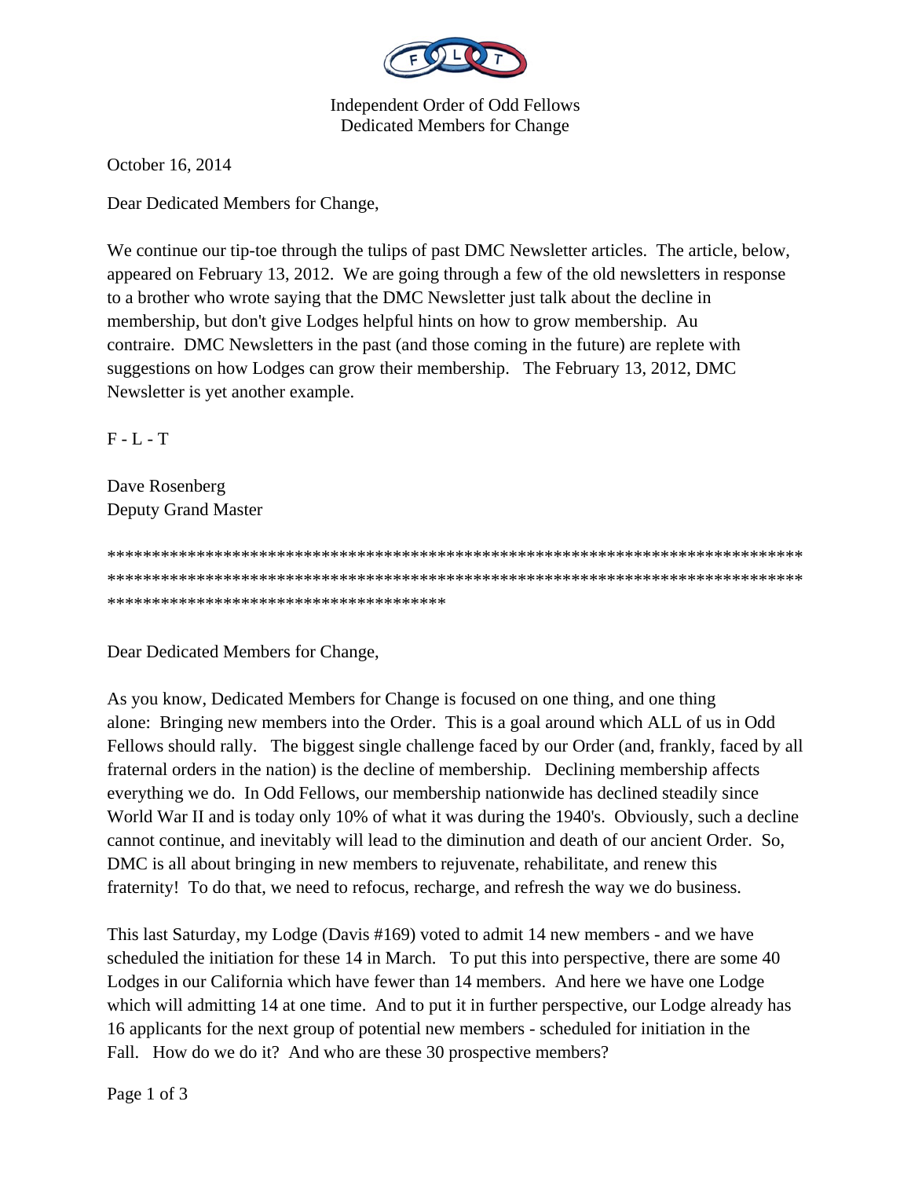Independent Order of Odd Fellows
Dedicated Members for Change

October 16, 2014

Dear Dedicated Members for Change,

We continue our tip-toe through the tulips of past DMC Newsletter articles. The article, below, appeared on February 13, 2012. We are going through a few of the old newsletters in response to a brother who wrote saying that the DMC Newsletter just talk about the decline in membership, but don't give Lodges helpful hints on how to grow membership. Au contraire. DMC Newsletters in the past (and those coming in the future) are replete with suggestions on how Lodges can grow their membership. The February 13, 2012, DMC Newsletter is yet another example.

F - L - T

Dave Rosenberg
Deputy Grand Master

*****************************************************************************************************************************************************************************************************************

Dear Dedicated Members for Change,

As you know, Dedicated Members for Change is focused on one thing, and one thing alone: Bringing new members into the Order. This is a goal around which ALL of us in Odd Fellows should rally. The biggest single challenge faced by our Order (and, frankly, faced by all fraternal orders in the nation) is the decline of membership. Declining membership affects everything we do. In Odd Fellows, our membership nationwide has declined steadily since World War II and is today only 10% of what it was during the 1940's. Obviously, such a decline cannot continue, and inevitably will lead to the diminution and death of our ancient Order. So, DMC is all about bringing in new members to rejuvenate, rehabilitate, and renew this fraternity! To do that, we need to refocus, recharge, and refresh the way we do business.

This last Saturday, my Lodge (Davis #169) voted to admit 14 new members - and we have scheduled the initiation for these 14 in March. To put this into perspective, there are some 40 Lodges in our California which have fewer than 14 members. And here we have one Lodge which will admitting 14 at one time. And to put it in further perspective, our Lodge already has 16 applicants for the next group of potential new members - scheduled for initiation in the Fall. How do we do it? And who are these 30 prospective members?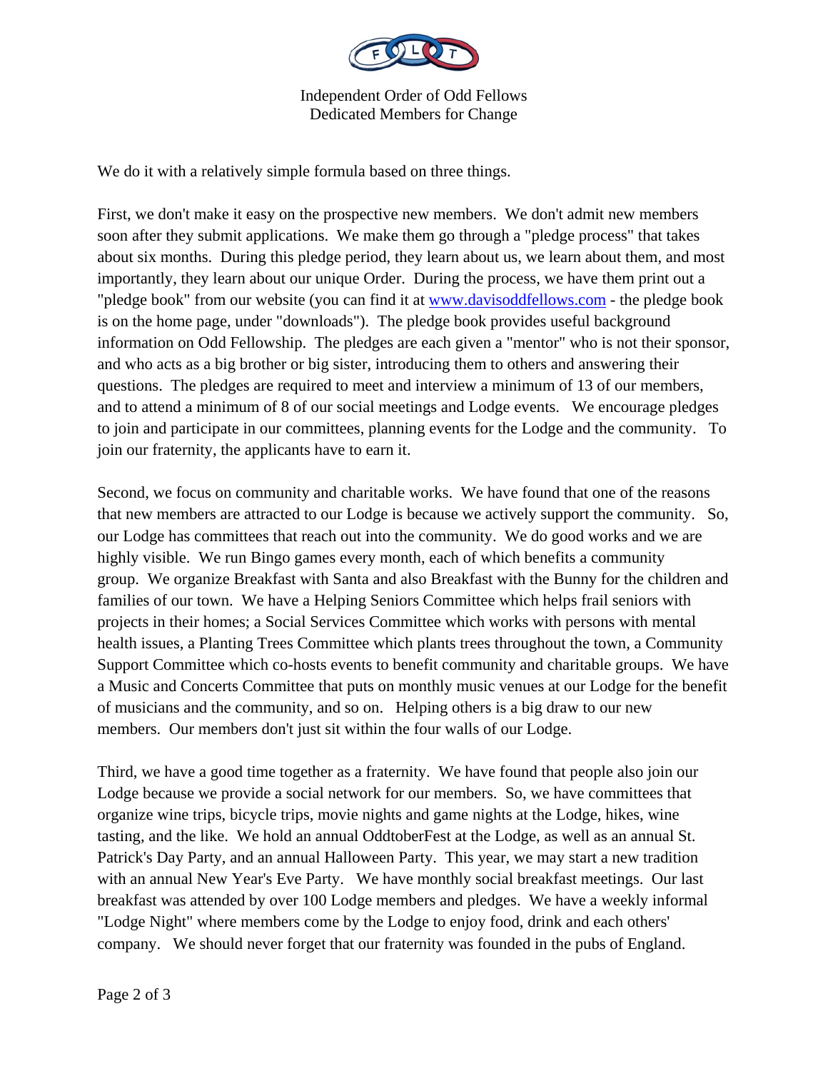We do it with a relatively simple formula based on three things.

First, we don't make it easy on the prospective new members. We don't admit new members soon after they submit applications. We make them go through a "pledge process" that takes about six months. During this pledge period, they learn about us, we learn about them, and most importantly, they learn about our unique Order. During the process, we have them print out a "pledge book" from our website (you can find it at [www.davisoddfellows.com](http://www.davisoddfellows.com) - the pledge book is on the home page, under "downloads"). The pledge book provides useful background information on Odd Fellowship. The pledges are each given a "mentor" who is not their sponsor, and who acts as a big brother or big sister, introducing them to others and answering their questions. The pledges are required to meet and interview a minimum of 13 of our members, and to attend a minimum of 8 of our social meetings and Lodge events. We encourage pledges to join and participate in our committees, planning events for the Lodge and the community. To join our fraternity, the applicants have to earn it.

Second, we focus on community and charitable works. We have found that one of the reasons that new members are attracted to our Lodge is because we actively support the community. So, our Lodge has committees that reach out into the community. We do good works and we are highly visible. We run Bingo games every month, each of which benefits a community group. We organize Breakfast with Santa and also Breakfast with the Bunny for the children and families of our town. We have a Helping Seniors Committee which helps frail seniors with projects in their homes; a Social Services Committee which works with persons with mental health issues, a Planting Trees Committee which plants trees throughout the town, a Community Support Committee which co-hosts events to benefit community and charitable groups. We have a Music and Concerts Committee that puts on monthly music venues at our Lodge for the benefit of musicians and the community, and so on. Helping others is a big draw to our new members. Our members don't just sit within the four walls of our Lodge.

Third, we have a good time together as a fraternity. We have found that people also join our Lodge because we provide a social network for our members. So, we have committees that organize wine trips, bicycle trips, movie nights and game nights at the Lodge, hikes, wine tasting, and the like. We hold an annual OddtoberFest at the Lodge, as well as an annual St. Patrick's Day Party, and an annual Halloween Party. This year, we may start a new tradition with an annual New Year's Eve Party. We have monthly social breakfast meetings. Our last breakfast was attended by over 100 Lodge members and pledges. We have a weekly informal "Lodge Night" where members come by the Lodge to enjoy food, drink and each others' company. We should never forget that our fraternity was founded in the pubs of England.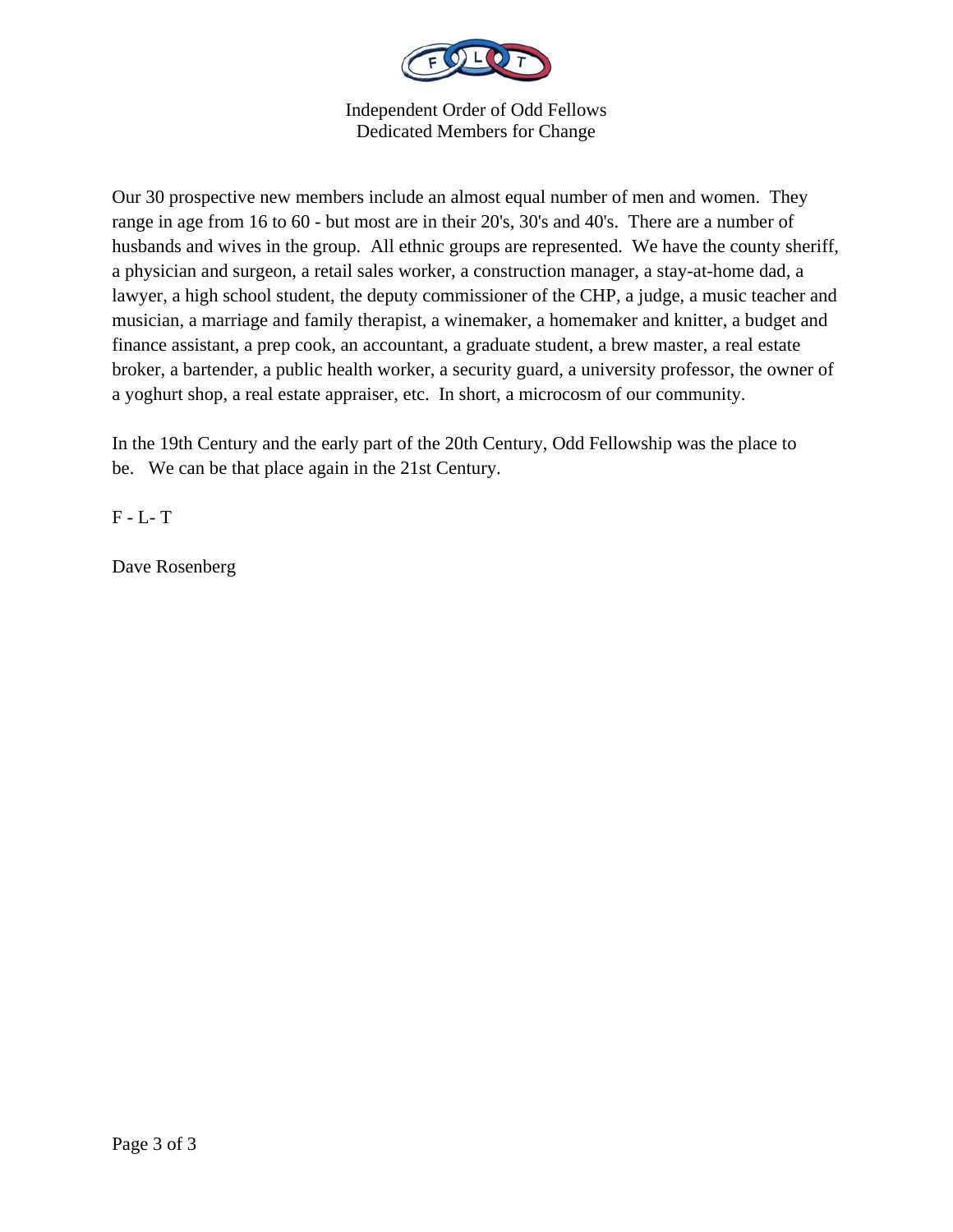Independent Order of Odd Fellows
Dedicated Members for Change

Our 30 prospective new members include an almost equal number of men and women. They range in age from 16 to 60 - but most are in their 20's, 30's and 40's. There are a number of husbands and wives in the group. All ethnic groups are represented. We have the county sheriff, a physician and surgeon, a retail sales worker, a construction manager, a stay-at-home dad, a lawyer, a high school student, the deputy commissioner of the CHP, a judge, a music teacher and musician, a marriage and family therapist, a winemaker, a homemaker and knitter, a budget and finance assistant, a prep cook, an accountant, a graduate student, a brew master, a real estate broker, a bartender, a public health worker, a security guard, a university professor, the owner of a yoghurt shop, a real estate appraiser, etc. In short, a microcosm of our community.

In the 19th Century and the early part of the 20th Century, Odd Fellowship was the place to be. We can be that place again in the 21st Century.

F - L- T

Dave Rosenberg